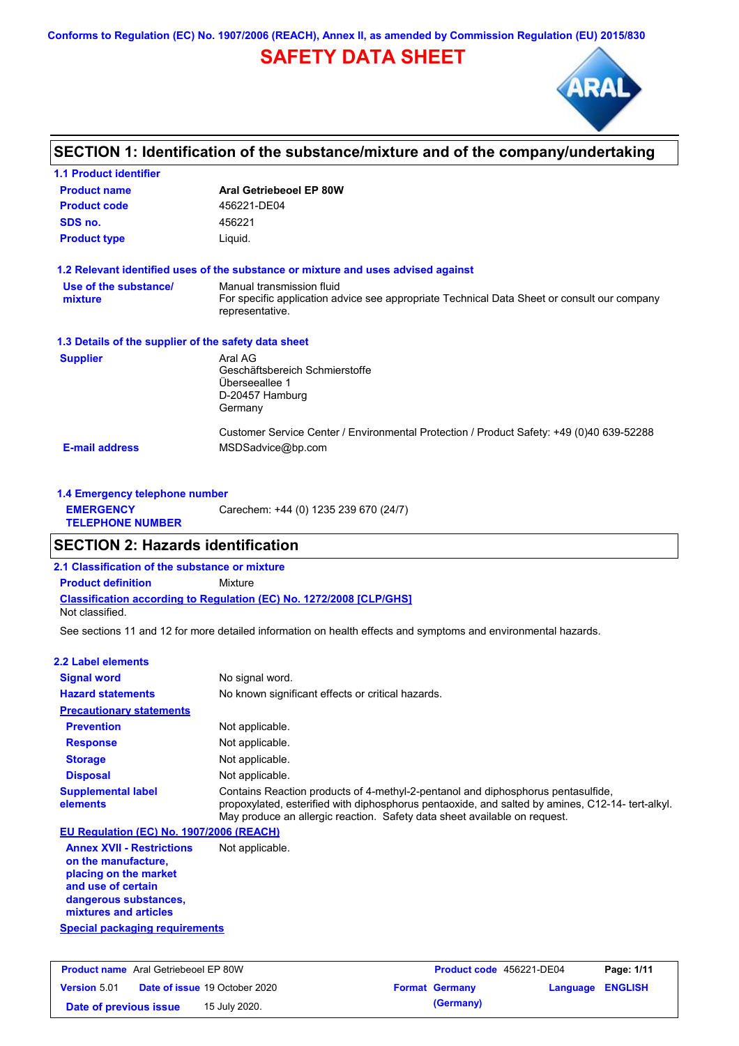Conforms to Regulation (EC) No. 1907/2006 (REACH), Annex II, as amended by Commission Regulation (EU) 2015/830

# SAFETY DATA SHEET

## SECTION 1: Identification of the substance/mixture and of the company/undertaking

### 1.1 Product identifier

| | |
|---|---|
| **Product name** | **Aral Getriebeoel EP 80W** |
| **Product code** | 456221-DE04 |
| **SDS no.** | 456221 |
| **Product type** | Liquid. |

### 1.2 Relevant identified uses of the substance or mixture and uses advised against

| | |
|---|---|
| **Use of the substance/ mixture** | Manual transmission fluid<br>For specific application advice see appropriate Technical Data Sheet or consult our company representative. |

### 1.3 Details of the supplier of the safety data sheet

**Supplier**

Aral AG
Geschäftsbereich Schmierstoffe
Überseeallee 1
D-20457 Hamburg
Germany

Customer Service Center / Environmental Protection / Product Safety: +49 (0)40 639-52288

**E-mail address** MSDSadvice@bp.com

### 1.4 Emergency telephone number

**EMERGENCY TELEPHONE NUMBER** Carechem: +44 (0) 1235 239 670 (24/7)

## SECTION 2: Hazards identification

### 2.1 Classification of the substance or mixture

**Product definition** Mixture

**Classification according to Regulation (EC) No. 1272/2008 [CLP/GHS]**

Not classified.

See sections 11 and 12 for more detailed information on health effects and symptoms and environmental hazards.

### 2.2 Label elements

| | |
|---|---|
| **Signal word** | No signal word. |
| **Hazard statements** | No known significant effects or critical hazards. |

**Precautionary statements**

| | |
|---|---|
| **Prevention** | Not applicable. |
| **Response** | Not applicable. |
| **Storage** | Not applicable. |
| **Disposal** | Not applicable. |
| **Supplemental label elements** | Contains Reaction products of 4-methyl-2-pentanol and diphosphorus pentasulfide, propoxylated, esterified with diphosphorus pentaoxide, and salted by amines, C12-14- tert-alkyl. May produce an allergic reaction. Safety data sheet available on request. |

**EU Regulation (EC) No. 1907/2006 (REACH)**

| | |
|---|---|
| **Annex XVII - Restrictions on the manufacture, placing on the market and use of certain dangerous substances, mixtures and articles** | Not applicable. |

**Special packaging requirements**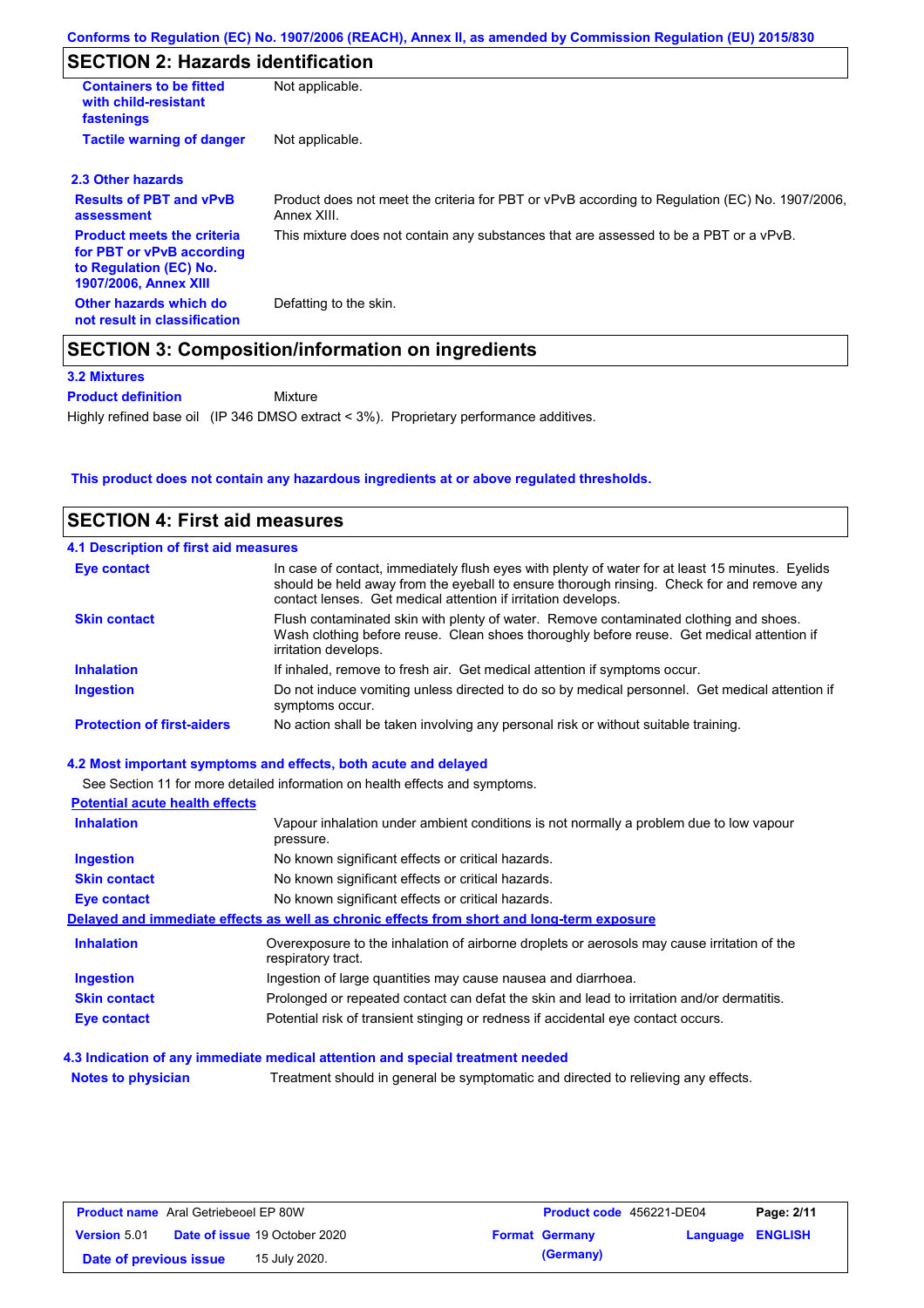## SECTION 2: Hazards identification

| | |
|---|---|
| **Containers to be fitted with child-resistant fastenings** | Not applicable. |
| **Tactile warning of danger** | Not applicable. |

### 2.3 Other hazards

| | |
|---|---|
| **Results of PBT and vPvB assessment** | Product does not meet the criteria for PBT or vPvB according to Regulation (EC) No. 1907/2006, Annex XIII. |
| **Product meets the criteria for PBT or vPvB according to Regulation (EC) No. 1907/2006, Annex XIII** | This mixture does not contain any substances that are assessed to be a PBT or a vPvB. |
| **Other hazards which do not result in classification** | Defatting to the skin. |

## SECTION 3: Composition/information on ingredients

### 3.2 Mixtures

**Product definition** Mixture

Highly refined base oil (IP 346 DMSO extract < 3%). Proprietary performance additives.

**This product does not contain any hazardous ingredients at or above regulated thresholds.**

## SECTION 4: First aid measures

### 4.1 Description of first aid measures

| | |
|---|---|
| **Eye contact** | In case of contact, immediately flush eyes with plenty of water for at least 15 minutes. Eyelids should be held away from the eyeball to ensure thorough rinsing. Check for and remove any contact lenses. Get medical attention if irritation develops. |
| **Skin contact** | Flush contaminated skin with plenty of water. Remove contaminated clothing and shoes. Wash clothing before reuse. Clean shoes thoroughly before reuse. Get medical attention if irritation develops. |
| **Inhalation** | If inhaled, remove to fresh air. Get medical attention if symptoms occur. |
| **Ingestion** | Do not induce vomiting unless directed to do so by medical personnel. Get medical attention if symptoms occur. |
| **Protection of first-aiders** | No action shall be taken involving any personal risk or without suitable training. |

### 4.2 Most important symptoms and effects, both acute and delayed

See Section 11 for more detailed information on health effects and symptoms.

**Potential acute health effects**

| | |
|---|---|
| **Inhalation** | Vapour inhalation under ambient conditions is not normally a problem due to low vapour pressure. |
| **Ingestion** | No known significant effects or critical hazards. |
| **Skin contact** | No known significant effects or critical hazards. |
| **Eye contact** | No known significant effects or critical hazards. |

**Delayed and immediate effects as well as chronic effects from short and long-term exposure**

| | |
|---|---|
| **Inhalation** | Overexposure to the inhalation of airborne droplets or aerosols may cause irritation of the respiratory tract. |
| **Ingestion** | Ingestion of large quantities may cause nausea and diarrhoea. |
| **Skin contact** | Prolonged or repeated contact can defat the skin and lead to irritation and/or dermatitis. |
| **Eye contact** | Potential risk of transient stinging or redness if accidental eye contact occurs. |

### 4.3 Indication of any immediate medical attention and special treatment needed

| | |
|---|---|
| **Notes to physician** | Treatment should in general be symptomatic and directed to relieving any effects. |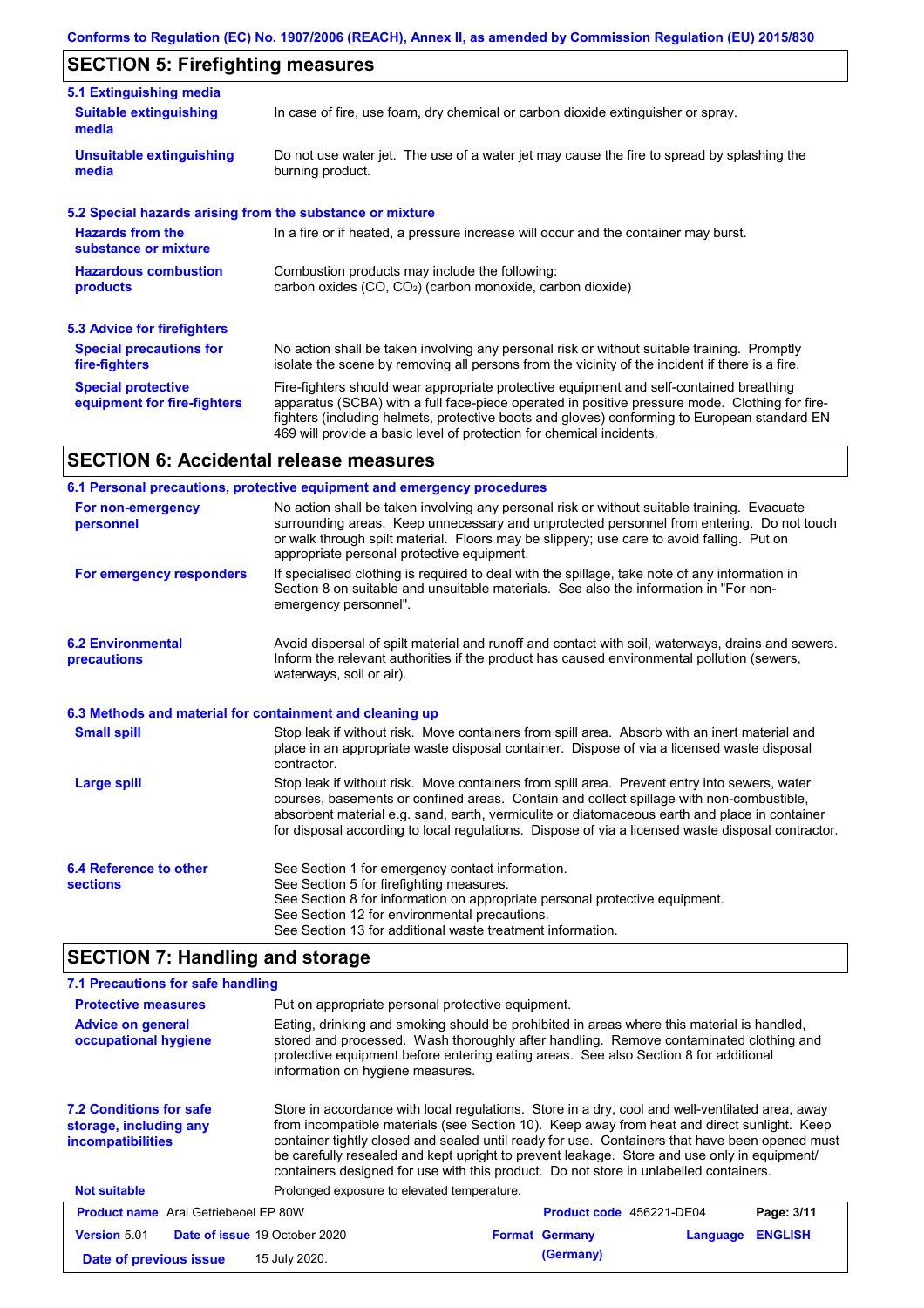## SECTION 5: Firefighting measures

### 5.1 Extinguishing media

**Suitable extinguishing media**
In case of fire, use foam, dry chemical or carbon dioxide extinguisher or spray.

**Unsuitable extinguishing media**
Do not use water jet. The use of a water jet may cause the fire to spread by splashing the burning product.

### 5.2 Special hazards arising from the substance or mixture

**Hazards from the substance or mixture**
In a fire or if heated, a pressure increase will occur and the container may burst.

**Hazardous combustion products**
Combustion products may include the following:
carbon oxides (CO, $CO_2$) (carbon monoxide, carbon dioxide)

### 5.3 Advice for firefighters

**Special precautions for fire-fighters**
No action shall be taken involving any personal risk or without suitable training. Promptly isolate the scene by removing all persons from the vicinity of the incident if there is a fire.

**Special protective equipment for fire-fighters**
Fire-fighters should wear appropriate protective equipment and self-contained breathing apparatus (SCBA) with a full face-piece operated in positive pressure mode. Clothing for fire-fighters (including helmets, protective boots and gloves) conforming to European standard EN 469 will provide a basic level of protection for chemical incidents.

## SECTION 6: Accidental release measures

### 6.1 Personal precautions, protective equipment and emergency procedures

**For non-emergency personnel**
No action shall be taken involving any personal risk or without suitable training. Evacuate surrounding areas. Keep unnecessary and unprotected personnel from entering. Do not touch or walk through spilt material. Floors may be slippery; use care to avoid falling. Put on appropriate personal protective equipment.

**For emergency responders**
If specialised clothing is required to deal with the spillage, take note of any information in Section 8 on suitable and unsuitable materials. See also the information in "For non-emergency personnel".

### 6.2 Environmental precautions

Avoid dispersal of spilt material and runoff and contact with soil, waterways, drains and sewers. Inform the relevant authorities if the product has caused environmental pollution (sewers, waterways, soil or air).

### 6.3 Methods and material for containment and cleaning up

**Small spill**
Stop leak if without risk. Move containers from spill area. Absorb with an inert material and place in an appropriate waste disposal container. Dispose of via a licensed waste disposal contractor.

**Large spill**
Stop leak if without risk. Move containers from spill area. Prevent entry into sewers, water courses, basements or confined areas. Contain and collect spillage with non-combustible, absorbent material e.g. sand, earth, vermiculite or diatomaceous earth and place in container for disposal according to local regulations. Dispose of via a licensed waste disposal contractor.

### 6.4 Reference to other sections

See Section 1 for emergency contact information.
See Section 5 for firefighting measures.
See Section 8 for information on appropriate personal protective equipment.
See Section 12 for environmental precautions.
See Section 13 for additional waste treatment information.

## SECTION 7: Handling and storage

### 7.1 Precautions for safe handling

**Protective measures**
Put on appropriate personal protective equipment.

**Advice on general occupational hygiene**
Eating, drinking and smoking should be prohibited in areas where this material is handled, stored and processed. Wash thoroughly after handling. Remove contaminated clothing and protective equipment before entering eating areas. See also Section 8 for additional information on hygiene measures.

### 7.2 Conditions for safe storage, including any incompatibilities

Store in accordance with local regulations. Store in a dry, cool and well-ventilated area, away from incompatible materials (see Section 10). Keep away from heat and direct sunlight. Keep container tightly closed and sealed until ready for use. Containers that have been opened must be carefully resealed and kept upright to prevent leakage. Store and use only in equipment/ containers designed for use with this product. Do not store in unlabelled containers.

**Not suitable**
Prolonged exposure to elevated temperature.

| **Product name** Aral Getriebeoel EP 80W | **Product code** 456221-DE04 | **Page:** 3/11 |
|---|---|---|
| **Version** 5.01 **Date of issue** 19 October 2020 | **Format** Germany (Germany) | **Language** ENGLISH |
| **Date of previous issue** 15 July 2020. | | |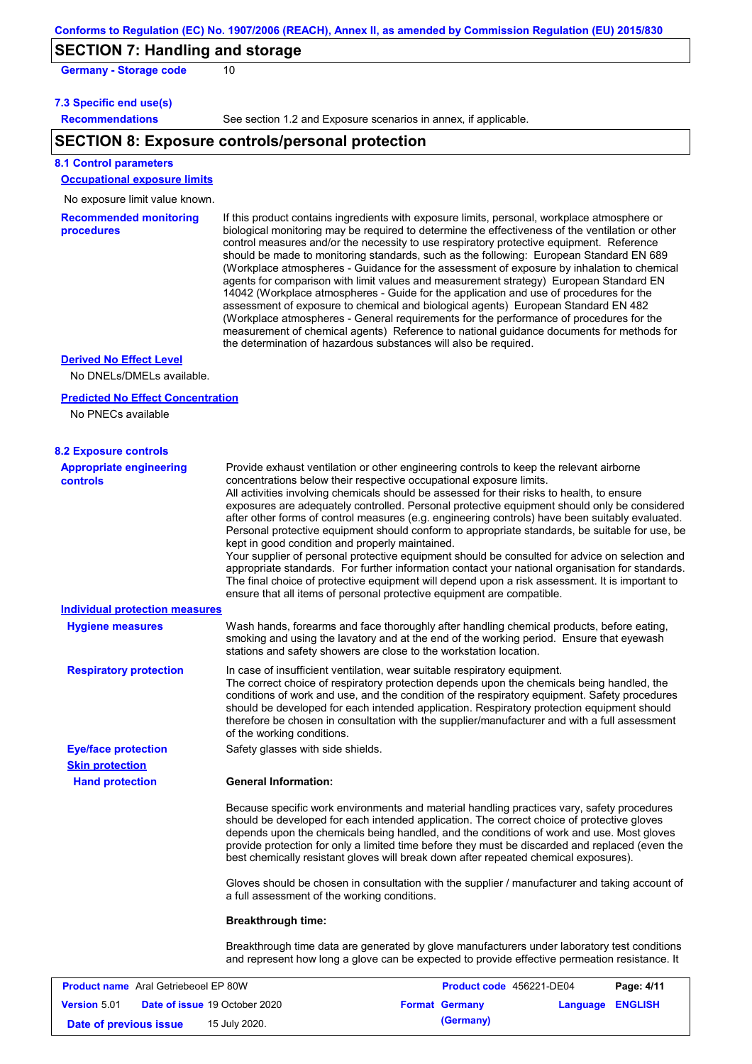## SECTION 7: Handling and storage

**Germany - Storage code** 10

### 7.3 Specific end use(s)

**Recommendations** See section 1.2 and Exposure scenarios in annex, if applicable.

## SECTION 8: Exposure controls/personal protection

### 8.1 Control parameters

**Occupational exposure limits**

No exposure limit value known.

**Recommended monitoring procedures**

If this product contains ingredients with exposure limits, personal, workplace atmosphere or biological monitoring may be required to determine the effectiveness of the ventilation or other control measures and/or the necessity to use respiratory protective equipment. Reference should be made to monitoring standards, such as the following: European Standard EN 689 (Workplace atmospheres - Guidance for the assessment of exposure by inhalation to chemical agents for comparison with limit values and measurement strategy) European Standard EN 14042 (Workplace atmospheres - Guide for the application and use of procedures for the assessment of exposure to chemical and biological agents) European Standard EN 482 (Workplace atmospheres - General requirements for the performance of procedures for the measurement of chemical agents) Reference to national guidance documents for methods for the determination of hazardous substances will also be required.

**Derived No Effect Level**

No DNELs/DMELs available.

**Predicted No Effect Concentration**

No PNECs available

### 8.2 Exposure controls

**Appropriate engineering controls**

Provide exhaust ventilation or other engineering controls to keep the relevant airborne concentrations below their respective occupational exposure limits.
All activities involving chemicals should be assessed for their risks to health, to ensure exposures are adequately controlled. Personal protective equipment should only be considered after other forms of control measures (e.g. engineering controls) have been suitably evaluated. Personal protective equipment should conform to appropriate standards, be suitable for use, be kept in good condition and properly maintained.
Your supplier of personal protective equipment should be consulted for advice on selection and appropriate standards. For further information contact your national organisation for standards. The final choice of protective equipment will depend upon a risk assessment. It is important to ensure that all items of personal protective equipment are compatible.

**Individual protection measures**

**Hygiene measures**

Wash hands, forearms and face thoroughly after handling chemical products, before eating, smoking and using the lavatory and at the end of the working period. Ensure that eyewash stations and safety showers are close to the workstation location.

**Respiratory protection**

In case of insufficient ventilation, wear suitable respiratory equipment.
The correct choice of respiratory protection depends upon the chemicals being handled, the conditions of work and use, and the condition of the respiratory equipment. Safety procedures should be developed for each intended application. Respiratory protection equipment should therefore be chosen in consultation with the supplier/manufacturer and with a full assessment of the working conditions.

**Eye/face protection**

Safety glasses with side shields.

**Skin protection**

**Hand protection**

**General Information:**

Because specific work environments and material handling practices vary, safety procedures should be developed for each intended application. The correct choice of protective gloves depends upon the chemicals being handled, and the conditions of work and use. Most gloves provide protection for only a limited time before they must be discarded and replaced (even the best chemically resistant gloves will break down after repeated chemical exposures).

Gloves should be chosen in consultation with the supplier / manufacturer and taking account of a full assessment of the working conditions.

**Breakthrough time:**

Breakthrough time data are generated by glove manufacturers under laboratory test conditions and represent how long a glove can be expected to provide effective permeation resistance. It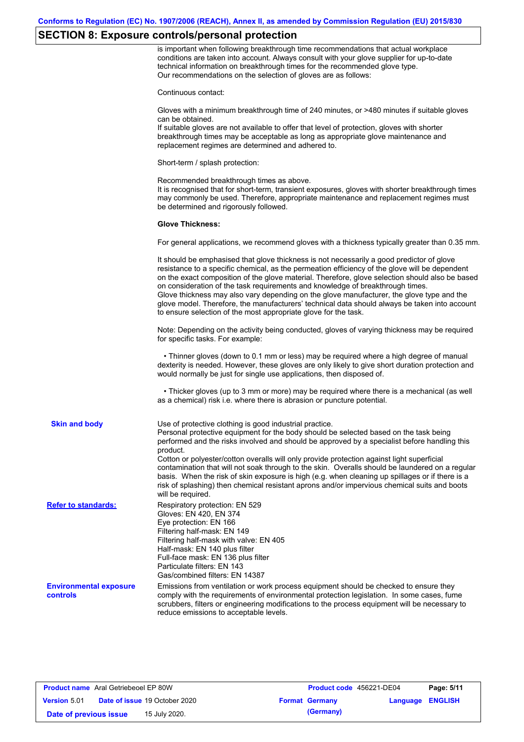## SECTION 8: Exposure controls/personal protection

is important when following breakthrough time recommendations that actual workplace conditions are taken into account. Always consult with your glove supplier for up-to-date technical information on breakthrough times for the recommended glove type.
Our recommendations on the selection of gloves are as follows:

Continuous contact:

Gloves with a minimum breakthrough time of 240 minutes, or >480 minutes if suitable gloves can be obtained.
If suitable gloves are not available to offer that level of protection, gloves with shorter breakthrough times may be acceptable as long as appropriate glove maintenance and replacement regimes are determined and adhered to.

Short-term / splash protection:

Recommended breakthrough times as above.
It is recognised that for short-term, transient exposures, gloves with shorter breakthrough times may commonly be used. Therefore, appropriate maintenance and replacement regimes must be determined and rigorously followed.

**Glove Thickness:**

For general applications, we recommend gloves with a thickness typically greater than 0.35 mm.

It should be emphasised that glove thickness is not necessarily a good predictor of glove resistance to a specific chemical, as the permeation efficiency of the glove will be dependent on the exact composition of the glove material. Therefore, glove selection should also be based on consideration of the task requirements and knowledge of breakthrough times.
Glove thickness may also vary depending on the glove manufacturer, the glove type and the glove model. Therefore, the manufacturers' technical data should always be taken into account to ensure selection of the most appropriate glove for the task.

Note: Depending on the activity being conducted, gloves of varying thickness may be required for specific tasks. For example:

- Thinner gloves (down to 0.1 mm or less) may be required where a high degree of manual dexterity is needed. However, these gloves are only likely to give short duration protection and would normally be just for single use applications, then disposed of.

- Thicker gloves (up to 3 mm or more) may be required where there is a mechanical (as well as a chemical) risk i.e. where there is abrasion or puncture potential.

**Skin and body**

Use of protective clothing is good industrial practice.
Personal protective equipment for the body should be selected based on the task being performed and the risks involved and should be approved by a specialist before handling this product.
Cotton or polyester/cotton overalls will only provide protection against light superficial contamination that will not soak through to the skin. Overalls should be laundered on a regular basis. When the risk of skin exposure is high (e.g. when cleaning up spillages or if there is a risk of splashing) then chemical resistant aprons and/or impervious chemical suits and boots will be required.

**Refer to standards:**

Respiratory protection: EN 529
Gloves: EN 420, EN 374
Eye protection: EN 166
Filtering half-mask: EN 149
Filtering half-mask with valve: EN 405
Half-mask: EN 140 plus filter
Full-face mask: EN 136 plus filter
Particulate filters: EN 143
Gas/combined filters: EN 14387

**Environmental exposure controls**

Emissions from ventilation or work process equipment should be checked to ensure they comply with the requirements of environmental protection legislation. In some cases, fume scrubbers, filters or engineering modifications to the process equipment will be necessary to reduce emissions to acceptable levels.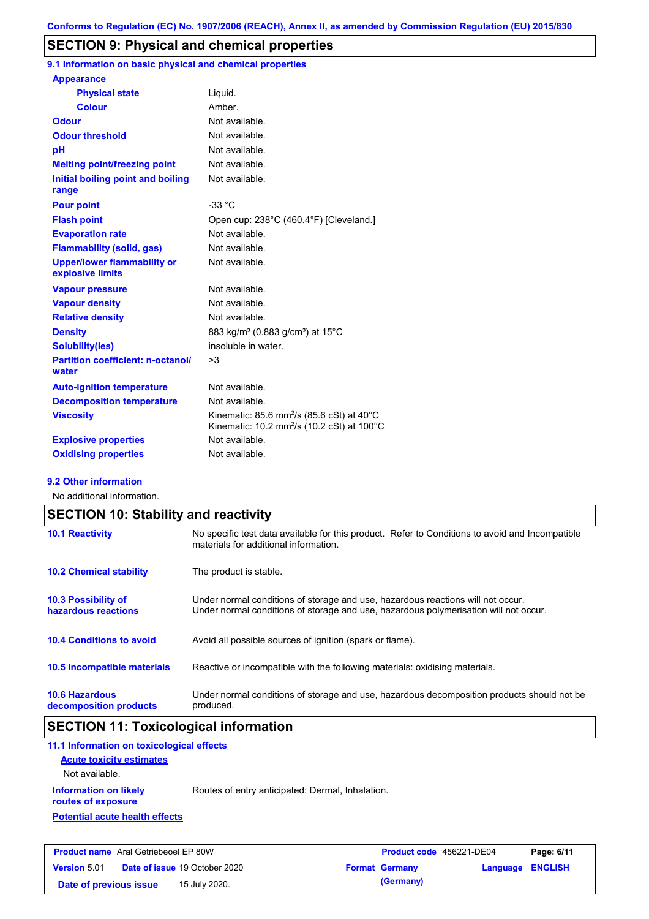## SECTION 9: Physical and chemical properties

### 9.1 Information on basic physical and chemical properties

| | |
|---|---|
| **Appearance** | |
| **Physical state** | Liquid. |
| **Colour** | Amber. |
| **Odour** | Not available. |
| **Odour threshold** | Not available. |
| **pH** | Not available. |
| **Melting point/freezing point** | Not available. |
| **Initial boiling point and boiling range** | Not available. |
| **Pour point** | -33 °C |
| **Flash point** | Open cup: 238°C (460.4°F) [Cleveland.] |
| **Evaporation rate** | Not available. |
| **Flammability (solid, gas)** | Not available. |
| **Upper/lower flammability or explosive limits** | Not available. |
| **Vapour pressure** | Not available. |
| **Vapour density** | Not available. |
| **Relative density** | Not available. |
| **Density** | 883 kg/m³ (0.883 g/cm³) at 15°C |
| **Solubility(ies)** | insoluble in water. |
| **Partition coefficient: n-octanol/water** | >3 |
| **Auto-ignition temperature** | Not available. |
| **Decomposition temperature** | Not available. |
| **Viscosity** | Kinematic: 85.6 $mm^2/s$ (85.6 cSt) at 40°C<br>Kinematic: 10.2 $mm^2/s$ (10.2 cSt) at 100°C |
| **Explosive properties** | Not available. |
| **Oxidising properties** | Not available. |

### 9.2 Other information

No additional information.

## SECTION 10: Stability and reactivity

| | |
|---|---|
| **10.1 Reactivity** | No specific test data available for this product. Refer to Conditions to avoid and Incompatible materials for additional information. |
| **10.2 Chemical stability** | The product is stable. |
| **10.3 Possibility of hazardous reactions** | Under normal conditions of storage and use, hazardous reactions will not occur.<br>Under normal conditions of storage and use, hazardous polymerisation will not occur. |
| **10.4 Conditions to avoid** | Avoid all possible sources of ignition (spark or flame). |
| **10.5 Incompatible materials** | Reactive or incompatible with the following materials: oxidising materials. |
| **10.6 Hazardous decomposition products** | Under normal conditions of storage and use, hazardous decomposition products should not be produced. |

## SECTION 11: Toxicological information

### 11.1 Information on toxicological effects

**Acute toxicity estimates**

Not available.

**Information on likely routes of exposure** Routes of entry anticipated: Dermal, Inhalation.

**Potential acute health effects**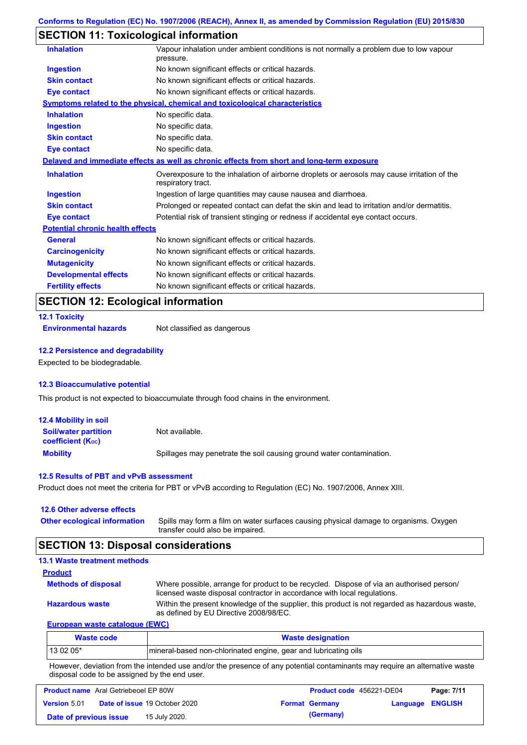## SECTION 11: Toxicological information

| | |
|---|---|
| **Inhalation** | Vapour inhalation under ambient conditions is not normally a problem due to low vapour pressure. |
| **Ingestion** | No known significant effects or critical hazards. |
| **Skin contact** | No known significant effects or critical hazards. |
| **Eye contact** | No known significant effects or critical hazards. |

**Symptoms related to the physical, chemical and toxicological characteristics**

| | |
|---|---|
| **Inhalation** | No specific data. |
| **Ingestion** | No specific data. |
| **Skin contact** | No specific data. |
| **Eye contact** | No specific data. |

**Delayed and immediate effects as well as chronic effects from short and long-term exposure**

| | |
|---|---|
| **Inhalation** | Overexposure to the inhalation of airborne droplets or aerosols may cause irritation of the respiratory tract. |
| **Ingestion** | Ingestion of large quantities may cause nausea and diarrhoea. |
| **Skin contact** | Prolonged or repeated contact can defat the skin and lead to irritation and/or dermatitis. |
| **Eye contact** | Potential risk of transient stinging or redness if accidental eye contact occurs. |

**Potential chronic health effects**

| | |
|---|---|
| **General** | No known significant effects or critical hazards. |
| **Carcinogenicity** | No known significant effects or critical hazards. |
| **Mutagenicity** | No known significant effects or critical hazards. |
| **Developmental effects** | No known significant effects or critical hazards. |
| **Fertility effects** | No known significant effects or critical hazards. |

## SECTION 12: Ecological information

### 12.1 Toxicity

**Environmental hazards** Not classified as dangerous

### 12.2 Persistence and degradability

Expected to be biodegradable.

### 12.3 Bioaccumulative potential

This product is not expected to bioaccumulate through food chains in the environment.

### 12.4 Mobility in soil

| | |
|---|---|
| **Soil/water partition coefficient ($K_{OC}$)** | Not available. |
| **Mobility** | Spillages may penetrate the soil causing ground water contamination. |

### 12.5 Results of PBT and vPvB assessment

Product does not meet the criteria for PBT or vPvB according to Regulation (EC) No. 1907/2006, Annex XIII.

### 12.6 Other adverse effects

**Other ecological information** Spills may form a film on water surfaces causing physical damage to organisms. Oxygen transfer could also be impaired.

## SECTION 13: Disposal considerations

### 13.1 Waste treatment methods

**Product**

| | |
|---|---|
| **Methods of disposal** | Where possible, arrange for product to be recycled. Dispose of via an authorised person/ licensed waste disposal contractor in accordance with local regulations. |
| **Hazardous waste** | Within the present knowledge of the supplier, this product is not regarded as hazardous waste, as defined by EU Directive 2008/98/EC. |

**European waste catalogue (EWC)**

| Waste code | Waste designation |
|---|---|
| 13 02 05* | mineral-based non-chlorinated engine, gear and lubricating oils |

However, deviation from the intended use and/or the presence of any potential contaminants may require an alternative waste disposal code to be assigned by the end user.

| | | |
|---|---|---|
| **Product name** Aral Getriebeoel EP 80W | **Product code** 456221-DE04 | |
| **Version** 5.01 **Date of issue** 19 October 2020 | **Format** Germany (Germany) | **Language** ENGLISH |
| **Date of previous issue** 15 July 2020. | | |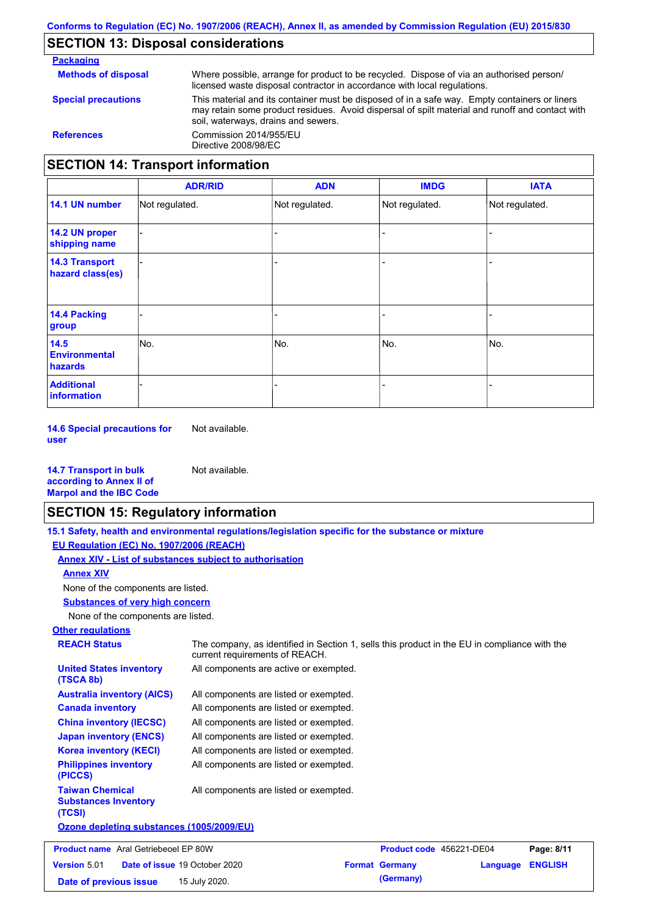## SECTION 13: Disposal considerations

**Packaging**

**Methods of disposal** Where possible, arrange for product to be recycled. Dispose of via an authorised person/ licensed waste disposal contractor in accordance with local regulations.

**Special precautions** This material and its container must be disposed of in a safe way. Empty containers or liners may retain some product residues. Avoid dispersal of spilt material and runoff and contact with soil, waterways, drains and sewers.

**References** Commission 2014/955/EU
Directive 2008/98/EC

## SECTION 14: Transport information

| | ADR/RID | ADN | IMDG | IATA |
|---|---|---|---|---|
| **14.1 UN number** | Not regulated. | Not regulated. | Not regulated. | Not regulated. |
| **14.2 UN proper shipping name** | - | - | - | - |
| **14.3 Transport hazard class(es)** | - | - | - | - |
| **14.4 Packing group** | - | - | - | - |
| **14.5 Environmental hazards** | No. | No. | No. | No. |
| **Additional information** | - | - | - | - |

**14.6 Special precautions for user** Not available.

**14.7 Transport in bulk according to Annex II of Marpol and the IBC Code** Not available.

## SECTION 15: Regulatory information

**15.1 Safety, health and environmental regulations/legislation specific for the substance or mixture**

**EU Regulation (EC) No. 1907/2006 (REACH)**

**Annex XIV - List of substances subject to authorisation**

**Annex XIV**

None of the components are listed.

**Substances of very high concern**

None of the components are listed.

**Other regulations**

**REACH Status** The company, as identified in Section 1, sells this product in the EU in compliance with the current requirements of REACH.

**United States inventory (TSCA 8b)** All components are active or exempted.

**Australia inventory (AICS)** All components are listed or exempted.

**Canada inventory** All components are listed or exempted.

**China inventory (IECSC)** All components are listed or exempted.

**Japan inventory (ENCS)** All components are listed or exempted.

**Korea inventory (KECI)** All components are listed or exempted.

**Philippines inventory (PICCS)** All components are listed or exempted.

**Taiwan Chemical Substances Inventory (TCSI)** All components are listed or exempted.

**Ozone depleting substances (1005/2009/EU)**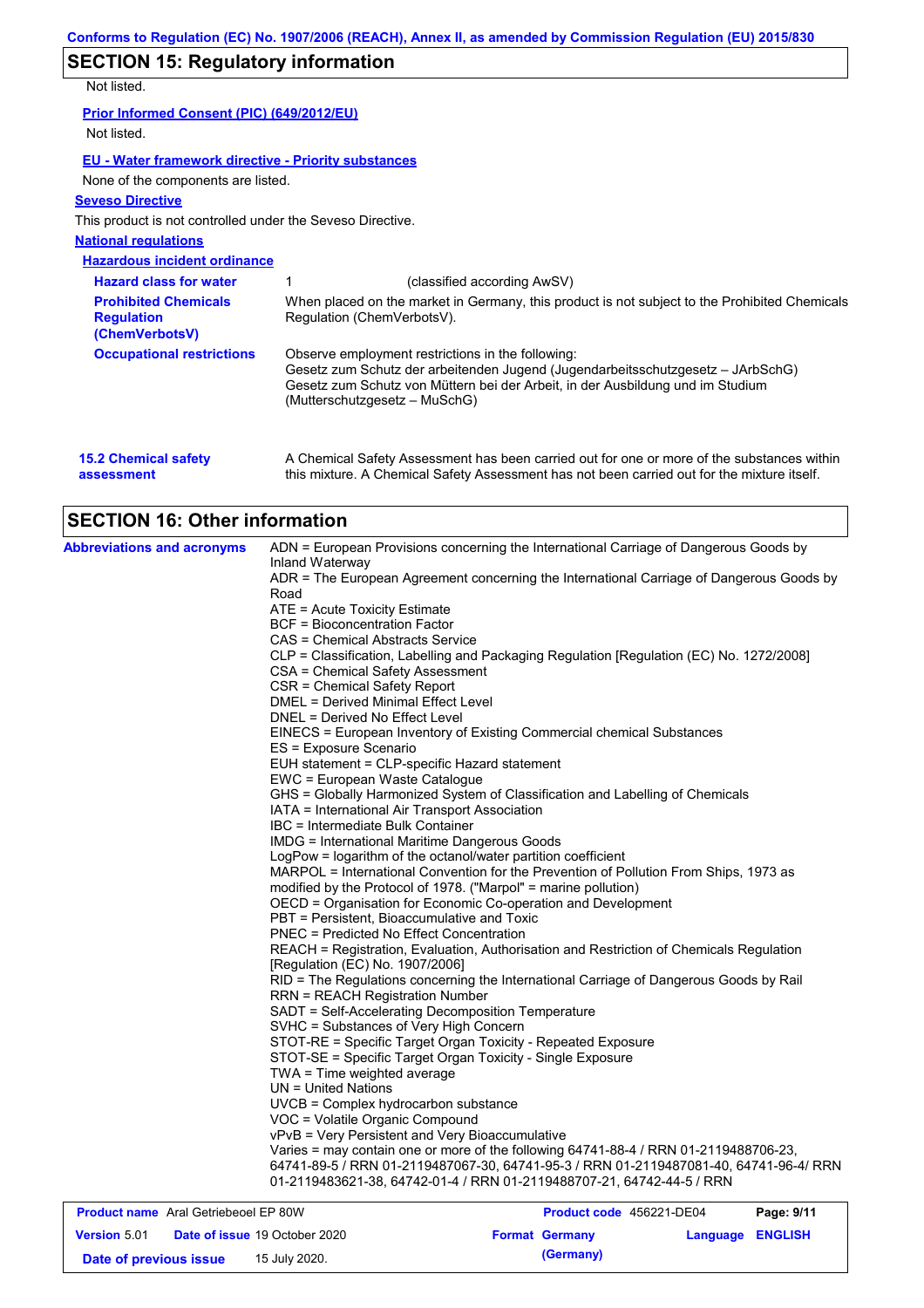## SECTION 15: Regulatory information

Not listed.

**Prior Informed Consent (PIC) (649/2012/EU)**

Not listed.

**EU - Water framework directive - Priority substances**

None of the components are listed.

**Seveso Directive**

This product is not controlled under the Seveso Directive.

**National regulations**

**Hazardous incident ordinance**

| | |
|---|---|
| **Hazard class for water** | 1 (classified according AwSV) |
| **Prohibited Chemicals Regulation (ChemVerbotsV)** | When placed on the market in Germany, this product is not subject to the Prohibited Chemicals Regulation (ChemVerbotsV). |
| **Occupational restrictions** | Observe employment restrictions in the following: Gesetz zum Schutz der arbeitenden Jugend (Jugendarbeitsschutzgesetz – JArbSchG) Gesetz zum Schutz von Müttern bei der Arbeit, in der Ausbildung und im Studium (Mutterschutzgesetz – MuSchG) |

**15.2 Chemical safety assessment**

A Chemical Safety Assessment has been carried out for one or more of the substances within this mixture. A Chemical Safety Assessment has not been carried out for the mixture itself.

## SECTION 16: Other information

**Abbreviations and acronyms**

ADN = European Provisions concerning the International Carriage of Dangerous Goods by Inland Waterway
ADR = The European Agreement concerning the International Carriage of Dangerous Goods by Road
ATE = Acute Toxicity Estimate
BCF = Bioconcentration Factor
CAS = Chemical Abstracts Service
CLP = Classification, Labelling and Packaging Regulation [Regulation (EC) No. 1272/2008]
CSA = Chemical Safety Assessment
CSR = Chemical Safety Report
DMEL = Derived Minimal Effect Level
DNEL = Derived No Effect Level
EINECS = European Inventory of Existing Commercial chemical Substances
ES = Exposure Scenario
EUH statement = CLP-specific Hazard statement
EWC = European Waste Catalogue
GHS = Globally Harmonized System of Classification and Labelling of Chemicals
IATA = International Air Transport Association
IBC = Intermediate Bulk Container
IMDG = International Maritime Dangerous Goods
LogPow = logarithm of the octanol/water partition coefficient
MARPOL = International Convention for the Prevention of Pollution From Ships, 1973 as modified by the Protocol of 1978. ("Marpol" = marine pollution)
OECD = Organisation for Economic Co-operation and Development
PBT = Persistent, Bioaccumulative and Toxic
PNEC = Predicted No Effect Concentration
REACH = Registration, Evaluation, Authorisation and Restriction of Chemicals Regulation [Regulation (EC) No. 1907/2006]
RID = The Regulations concerning the International Carriage of Dangerous Goods by Rail
RRN = REACH Registration Number
SADT = Self-Accelerating Decomposition Temperature
SVHC = Substances of Very High Concern
STOT-RE = Specific Target Organ Toxicity - Repeated Exposure
STOT-SE = Specific Target Organ Toxicity - Single Exposure
TWA = Time weighted average
UN = United Nations
UVCB = Complex hydrocarbon substance
VOC = Volatile Organic Compound
vPvB = Very Persistent and Very Bioaccumulative
Varies = may contain one or more of the following 64741-88-4 / RRN 01-2119488706-23, 64741-89-5 / RRN 01-2119487067-30, 64741-95-3 / RRN 01-2119487081-40, 64741-96-4/ RRN 01-2119483621-38, 64742-01-4 / RRN 01-2119488707-21, 64742-44-5 / RRN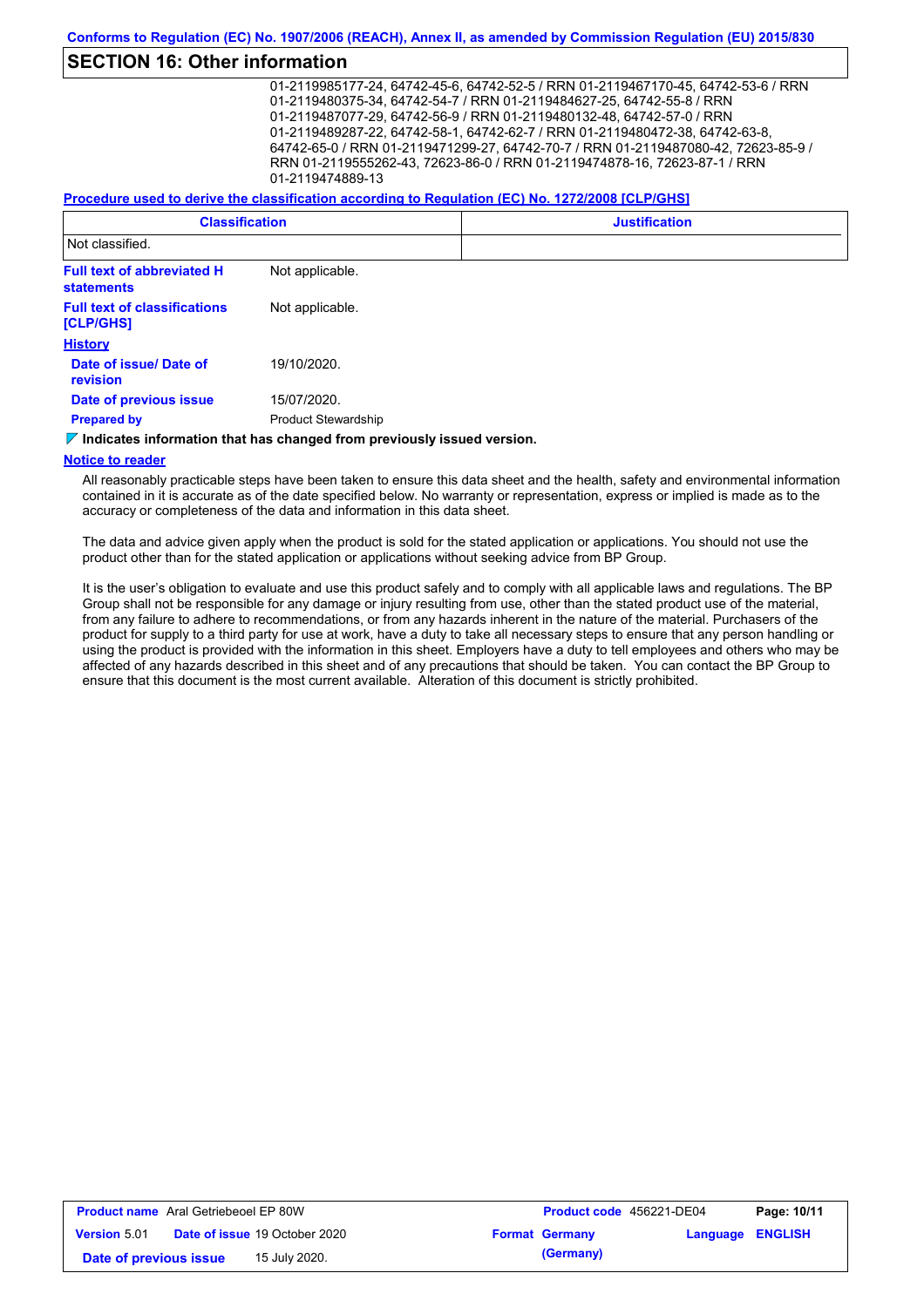## SECTION 16: Other information

01-2119985177-24, 64742-45-6, 64742-52-5 / RRN 01-2119467170-45, 64742-53-6 / RRN 01-2119480375-34, 64742-54-7 / RRN 01-2119484627-25, 64742-55-8 / RRN 01-2119487077-29, 64742-56-9 / RRN 01-2119480132-48, 64742-57-0 / RRN 01-2119489287-22, 64742-58-1, 64742-62-7 / RRN 01-2119480472-38, 64742-63-8, 64742-65-0 / RRN 01-2119471299-27, 64742-70-7 / RRN 01-2119487080-42, 72623-85-9 / RRN 01-2119555262-43, 72623-86-0 / RRN 01-2119474878-16, 72623-87-1 / RRN 01-2119474889-13

**Procedure used to derive the classification according to Regulation (EC) No. 1272/2008 [CLP/GHS]**

| Classification | Justification |
|---|---|
| Not classified. | |

**Full text of abbreviated H statements** Not applicable.

**Full text of classifications [CLP/GHS]** Not applicable.

**History**

**Date of issue/ Date of revision** 19/10/2020.

**Date of previous issue** 15/07/2020.

**Prepared by** Product Stewardship

**Indicates information that has changed from previously issued version.**

**Notice to reader**

All reasonably practicable steps have been taken to ensure this data sheet and the health, safety and environmental information contained in it is accurate as of the date specified below. No warranty or representation, express or implied is made as to the accuracy or completeness of the data and information in this data sheet.

The data and advice given apply when the product is sold for the stated application or applications. You should not use the product other than for the stated application or applications without seeking advice from BP Group.

It is the user's obligation to evaluate and use this product safely and to comply with all applicable laws and regulations. The BP Group shall not be responsible for any damage or injury resulting from use, other than the stated product use of the material, from any failure to adhere to recommendations, or from any hazards inherent in the nature of the material. Purchasers of the product for supply to a third party for use at work, have a duty to take all necessary steps to ensure that any person handling or using the product is provided with the information in this sheet. Employers have a duty to tell employees and others who may be affected of any hazards described in this sheet and of any precautions that should be taken. You can contact the BP Group to ensure that this document is the most current available. Alteration of this document is strictly prohibited.